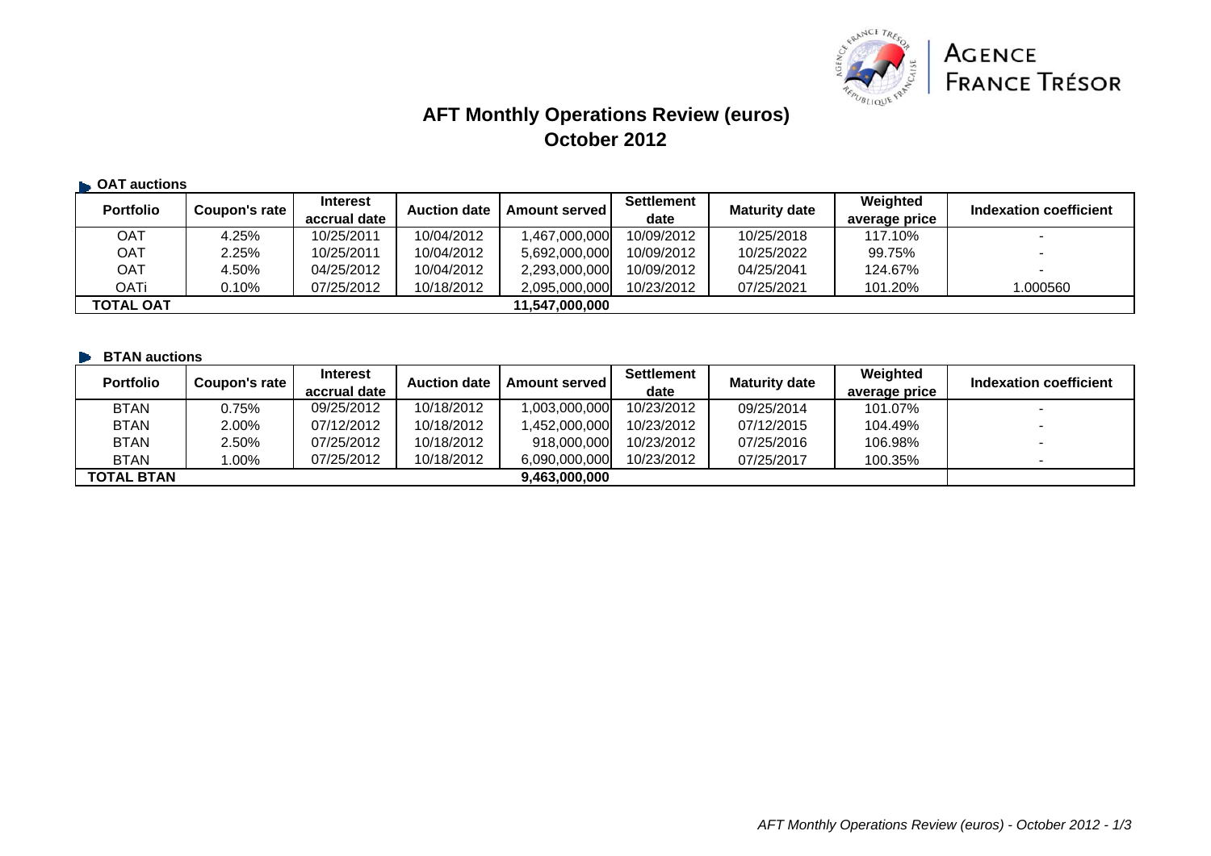# AFT Monthly Operations Review (euros)
## October 2012

### OAT auctions

| Portfolio | Coupon's rate | Interest accrual date | Auction date | Amount served | Settlement date | Maturity date | Weighted average price | Indexation coefficient |
|---|---|---|---|---|---|---|---|---|
| OAT | 4.25% | 10/25/2011 | 10/04/2012 | 1,467,000,000 | 10/09/2012 | 10/25/2018 | 117.10% | - |
| OAT | 2.25% | 10/25/2011 | 10/04/2012 | 5,692,000,000 | 10/09/2012 | 10/25/2022 | 99.75% | - |
| OAT | 4.50% | 04/25/2012 | 10/04/2012 | 2,293,000,000 | 10/09/2012 | 04/25/2041 | 124.67% | - |
| OATi | 0.10% | 07/25/2012 | 10/18/2012 | 2,095,000,000 | 10/23/2012 | 07/25/2021 | 101.20% | 1.000560 |
| **TOTAL OAT** | | | | **11,547,000,000** | | | | |

### BTAN auctions

| Portfolio | Coupon's rate | Interest accrual date | Auction date | Amount served | Settlement date | Maturity date | Weighted average price | Indexation coefficient |
|---|---|---|---|---|---|---|---|---|
| BTAN | 0.75% | 09/25/2012 | 10/18/2012 | 1,003,000,000 | 10/23/2012 | 09/25/2014 | 101.07% | - |
| BTAN | 2.00% | 07/12/2012 | 10/18/2012 | 1,452,000,000 | 10/23/2012 | 07/12/2015 | 104.49% | - |
| BTAN | 2.50% | 07/25/2012 | 10/18/2012 | 918,000,000 | 10/23/2012 | 07/25/2016 | 106.98% | - |
| BTAN | 1.00% | 07/25/2012 | 10/18/2012 | 6,090,000,000 | 10/23/2012 | 07/25/2017 | 100.35% | - |
| **TOTAL BTAN** | | | | **9,463,000,000** | | | | |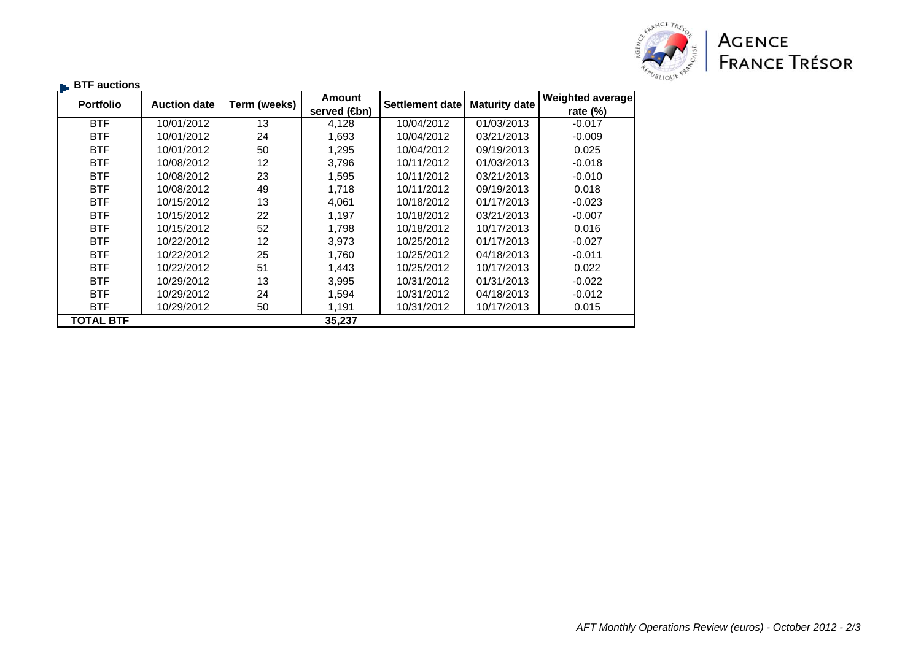## BTF auctions

| Portfolio | Auction date | Term (weeks) | Amount served (€bn) | Settlement date | Maturity date | Weighted average rate (%) |
|---|---|---|---|---|---|---|
| BTF | 10/01/2012 | 13 | 4,128 | 10/04/2012 | 01/03/2013 | -0.017 |
| BTF | 10/01/2012 | 24 | 1,693 | 10/04/2012 | 03/21/2013 | -0.009 |
| BTF | 10/01/2012 | 50 | 1,295 | 10/04/2012 | 09/19/2013 | 0.025 |
| BTF | 10/08/2012 | 12 | 3,796 | 10/11/2012 | 01/03/2013 | -0.018 |
| BTF | 10/08/2012 | 23 | 1,595 | 10/11/2012 | 03/21/2013 | -0.010 |
| BTF | 10/08/2012 | 49 | 1,718 | 10/11/2012 | 09/19/2013 | 0.018 |
| BTF | 10/15/2012 | 13 | 4,061 | 10/18/2012 | 01/17/2013 | -0.023 |
| BTF | 10/15/2012 | 22 | 1,197 | 10/18/2012 | 03/21/2013 | -0.007 |
| BTF | 10/15/2012 | 52 | 1,798 | 10/18/2012 | 10/17/2013 | 0.016 |
| BTF | 10/22/2012 | 12 | 3,973 | 10/25/2012 | 01/17/2013 | -0.027 |
| BTF | 10/22/2012 | 25 | 1,760 | 10/25/2012 | 04/18/2013 | -0.011 |
| BTF | 10/22/2012 | 51 | 1,443 | 10/25/2012 | 10/17/2013 | 0.022 |
| BTF | 10/29/2012 | 13 | 3,995 | 10/31/2012 | 01/31/2013 | -0.022 |
| BTF | 10/29/2012 | 24 | 1,594 | 10/31/2012 | 04/18/2013 | -0.012 |
| BTF | 10/29/2012 | 50 | 1,191 | 10/31/2012 | 10/17/2013 | 0.015 |
| **TOTAL BTF** | | | **35,237** | | | |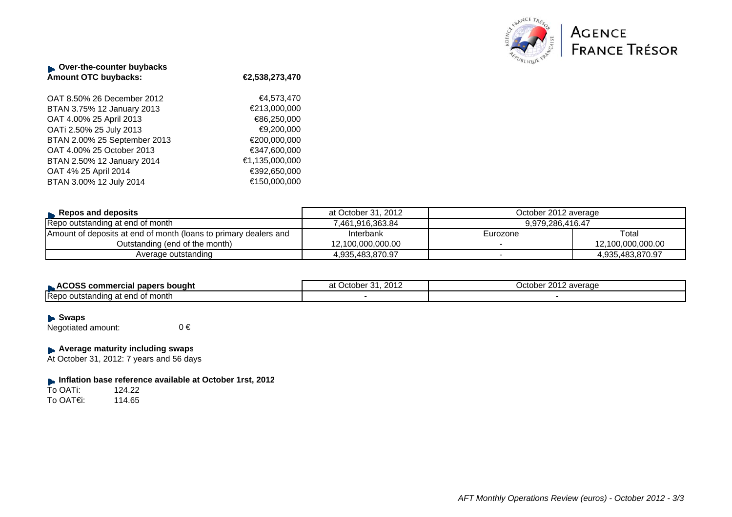## Over-the-counter buybacks

| | |
|---|---|
| **Amount OTC buybacks:** | **€2,538,273,470** |
| OAT 8.50% 26 December 2012 | €4,573,470 |
| BTAN 3.75% 12 January 2013 | €213,000,000 |
| OAT 4.00% 25 April 2013 | €86,250,000 |
| OATi 2.50% 25 July 2013 | €9,200,000 |
| BTAN 2.00% 25 September 2013 | €200,000,000 |
| OAT 4.00% 25 October 2013 | €347,600,000 |
| BTAN 2.50% 12 January 2014 | €1,135,000,000 |
| OAT 4% 25 April 2014 | €392,650,000 |
| BTAN 3.00% 12 July 2014 | €150,000,000 |

## Repos and deposits

| **Repos and deposits** | at October 31, 2012 | October 2012 average | |
|---|---|---|---|
| Repo outstanding at end of month | 7,461,916,363.84 | 9,979,286,416.47 | |
| Amount of deposits at end of month (loans to primary dealers and | Interbank | Eurozone | Total |
| Outstanding (end of the month) | 12,100,000,000.00 | - | 12,100,000,000.00 |
| Average outstanding | 4,935,483,870.97 | - | 4,935,483,870.97 |

## ACOSS commercial papers bought

| **ACOSS commercial papers bought** | at October 31, 2012 | October 2012 average |
|---|---|---|
| Repo outstanding at end of month | - | - |

## Swaps

Negotiated amount: 0 €

## Average maturity including swaps

At October 31, 2012: 7 years and 56 days

## Inflation base reference available at October 1rst, 2012

To OATi: 124.22

To OAT€i: 114.65